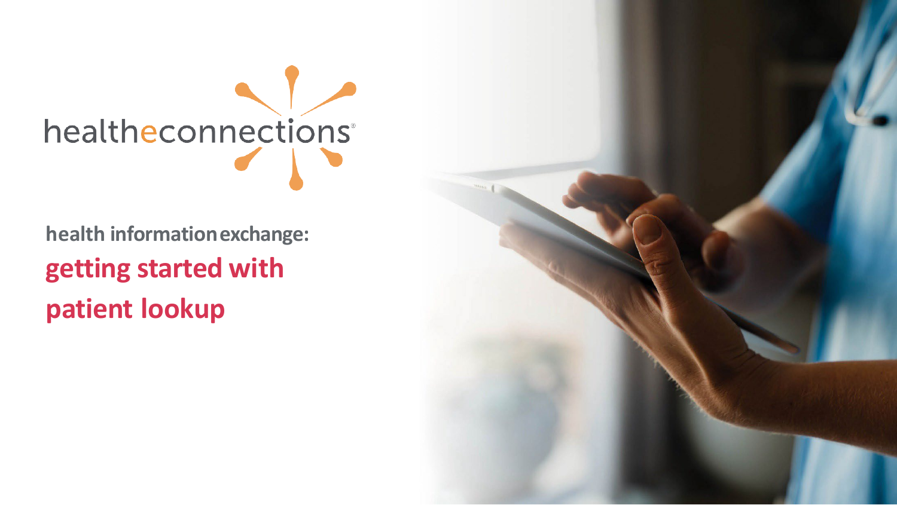healtheconnections®

**health information exchange:**

# getting started with patient lookup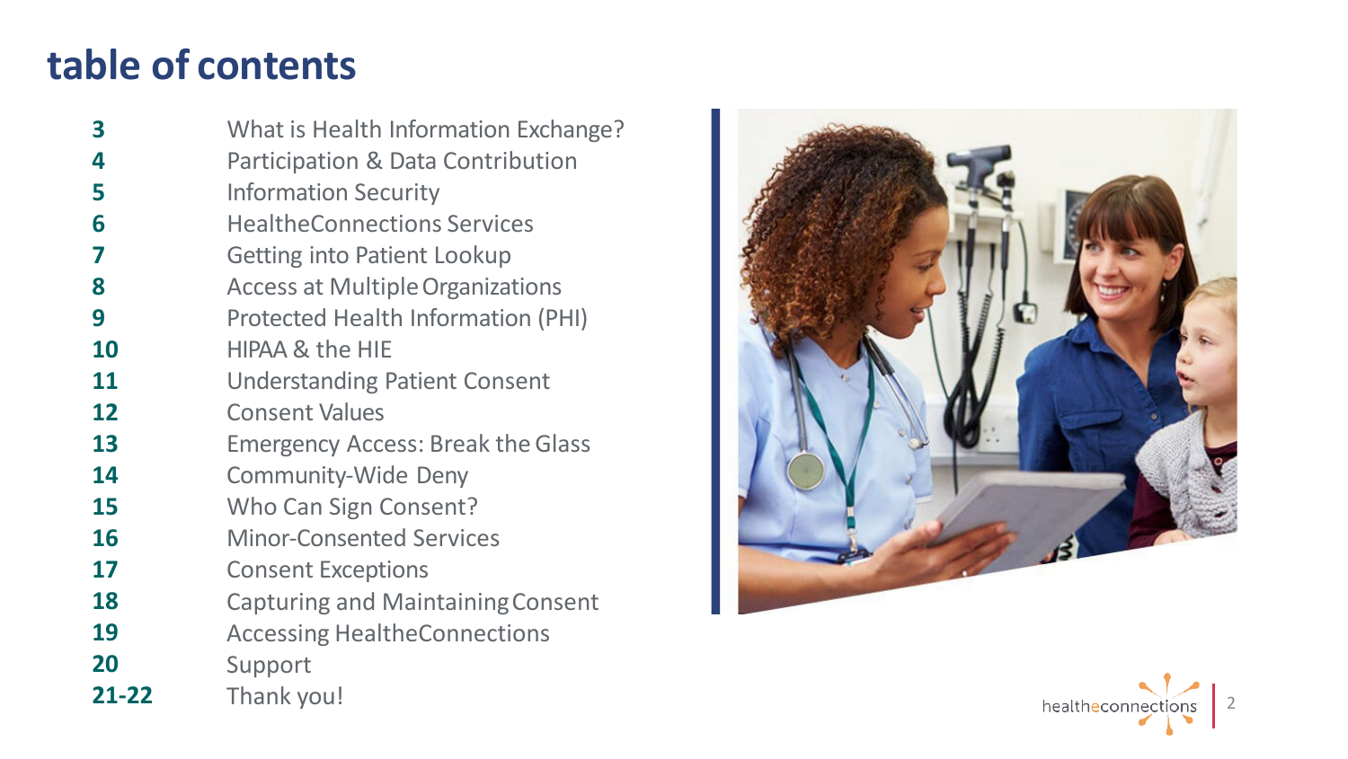# table of contents

| | |
|---|---|
| **3** | What is Health Information Exchange? |
| **4** | Participation & Data Contribution |
| **5** | Information Security |
| **6** | HealtheConnections Services |
| **7** | Getting into Patient Lookup |
| **8** | Access at Multiple Organizations |
| **9** | Protected Health Information (PHI) |
| **10** | HIPAA & the HIE |
| **11** | Understanding Patient Consent |
| **12** | Consent Values |
| **13** | Emergency Access: Break the Glass |
| **14** | Community-Wide Deny |
| **15** | Who Can Sign Consent? |
| **16** | Minor-Consented Services |
| **17** | Consent Exceptions |
| **18** | Capturing and Maintaining Consent |
| **19** | Accessing HealtheConnections |
| **20** | Support |
| **21-22** | Thank you! |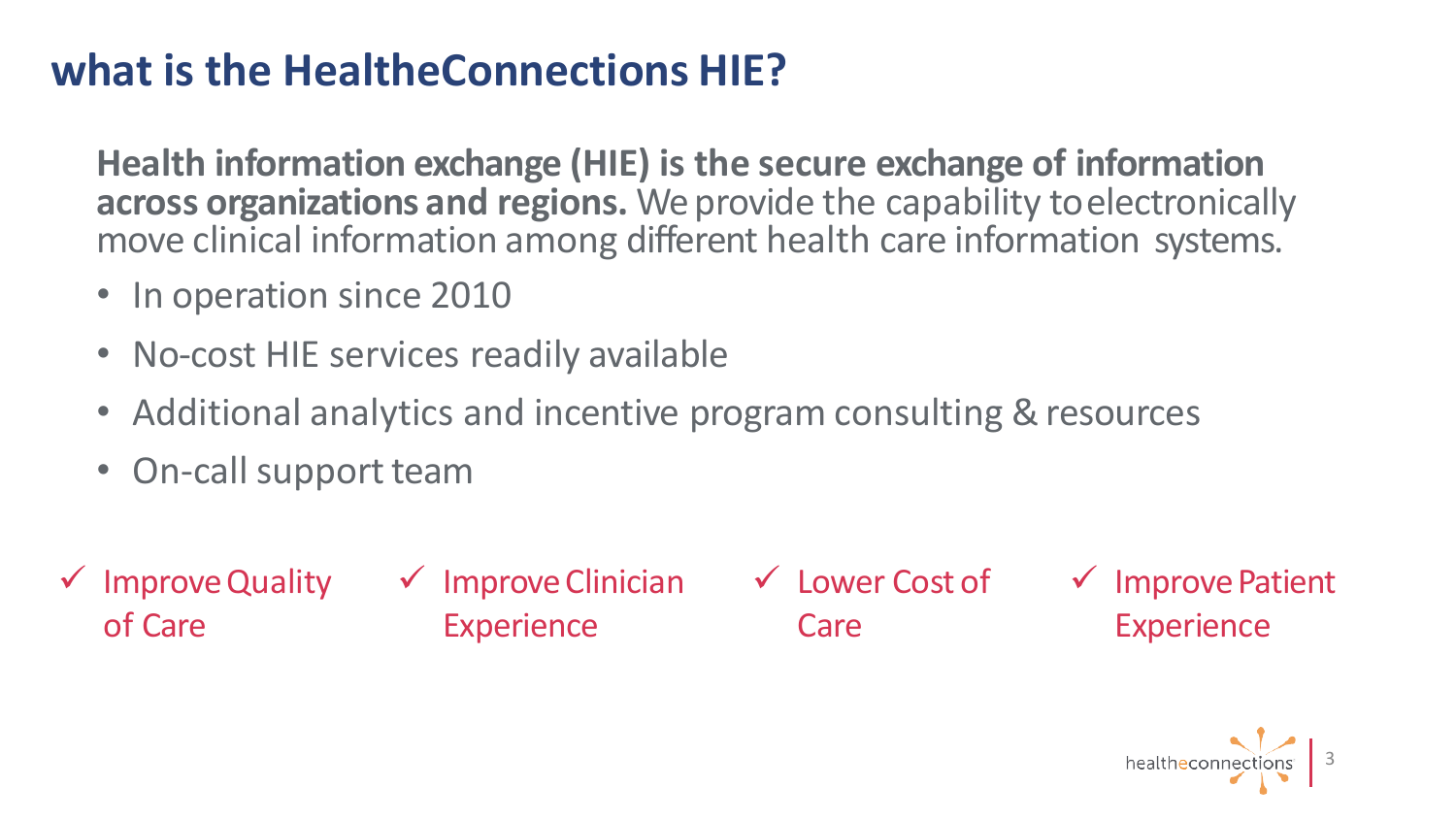# what is the HealtheConnections HIE?

**Health information exchange (HIE) is the secure exchange of information across organizations and regions.** We provide the capability to electronically move clinical information among different health care information systems.

- In operation since 2010
- No-cost HIE services readily available
- Additional analytics and incentive program consulting & resources
- On-call support team

✓ Improve Quality of Care

✓ Improve Clinician Experience

✓ Lower Cost of Care

✓ Improve Patient Experience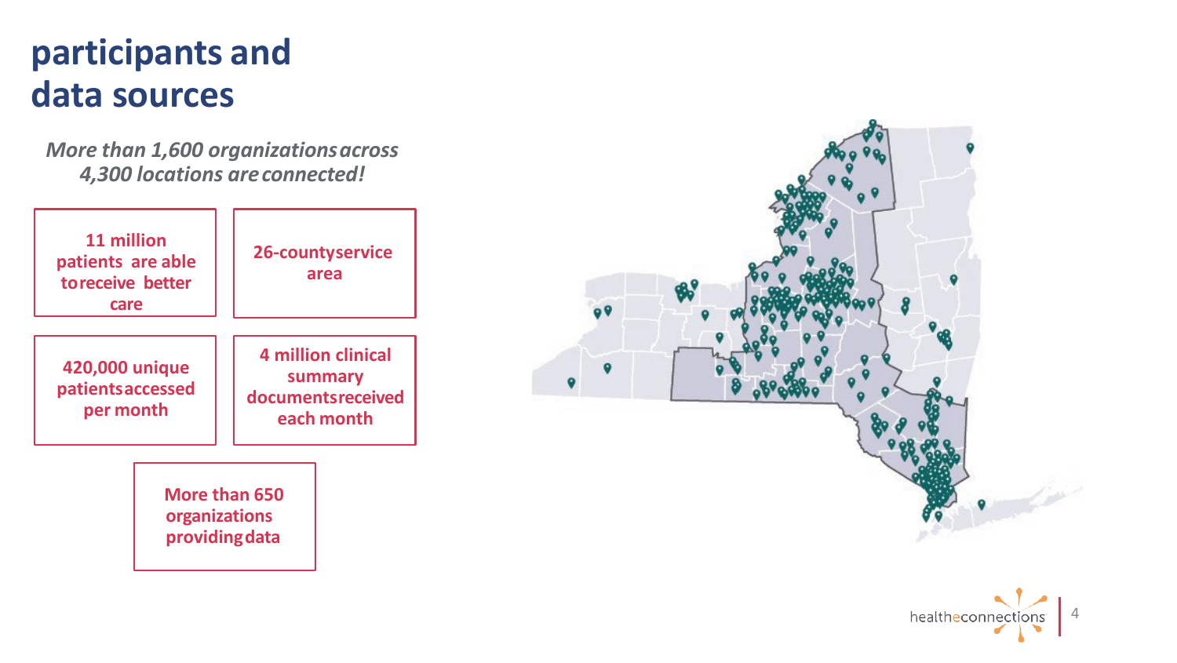# participants and data sources

***More than 1,600 organizations across 4,300 locations are connected!***

**11 million patients are able to receive better care**

**26-county service area**

**420,000 unique patients accessed per month**

**4 million clinical summary documents received each month**

**More than 650 organizations providing data**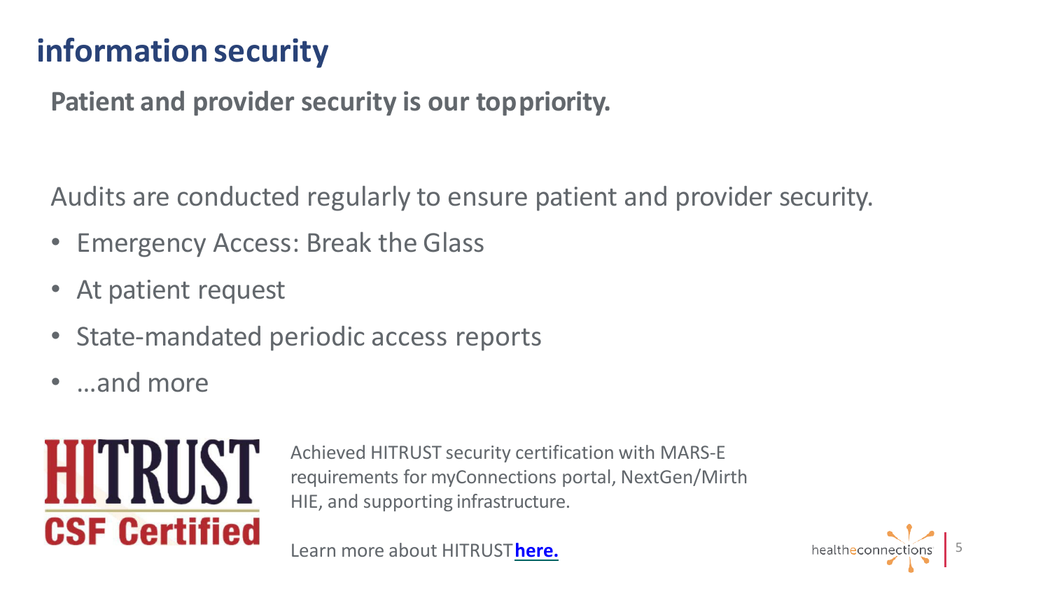# information security

**Patient and provider security is our top priority.**

Audits are conducted regularly to ensure patient and provider security.

- Emergency Access: Break the Glass
- At patient request
- State-mandated periodic access reports
- …and more

HITRUST CSF Certified

Achieved HITRUST security certification with MARS-E requirements for myConnections portal, NextGen/Mirth HIE, and supporting infrastructure.

Learn more about HITRUST **here.**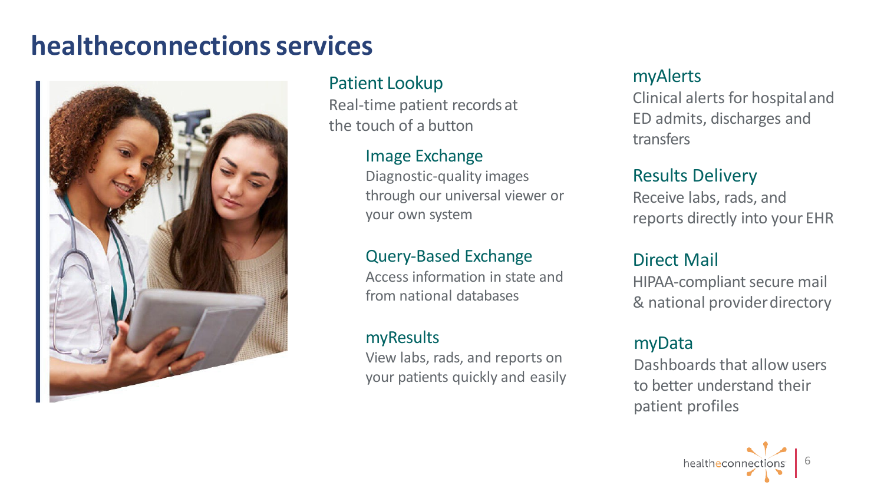# healtheconnections services

### Patient Lookup
Real-time patient records at the touch of a button

### Image Exchange
Diagnostic-quality images through our universal viewer or your own system

### Query-Based Exchange
Access information in state and from national databases

### myResults
View labs, rads, and reports on your patients quickly and easily

### myAlerts
Clinical alerts for hospital and ED admits, discharges and transfers

### Results Delivery
Receive labs, rads, and reports directly into your EHR

### Direct Mail
HIPAA-compliant secure mail & national provider directory

### myData
Dashboards that allow users to better understand their patient profiles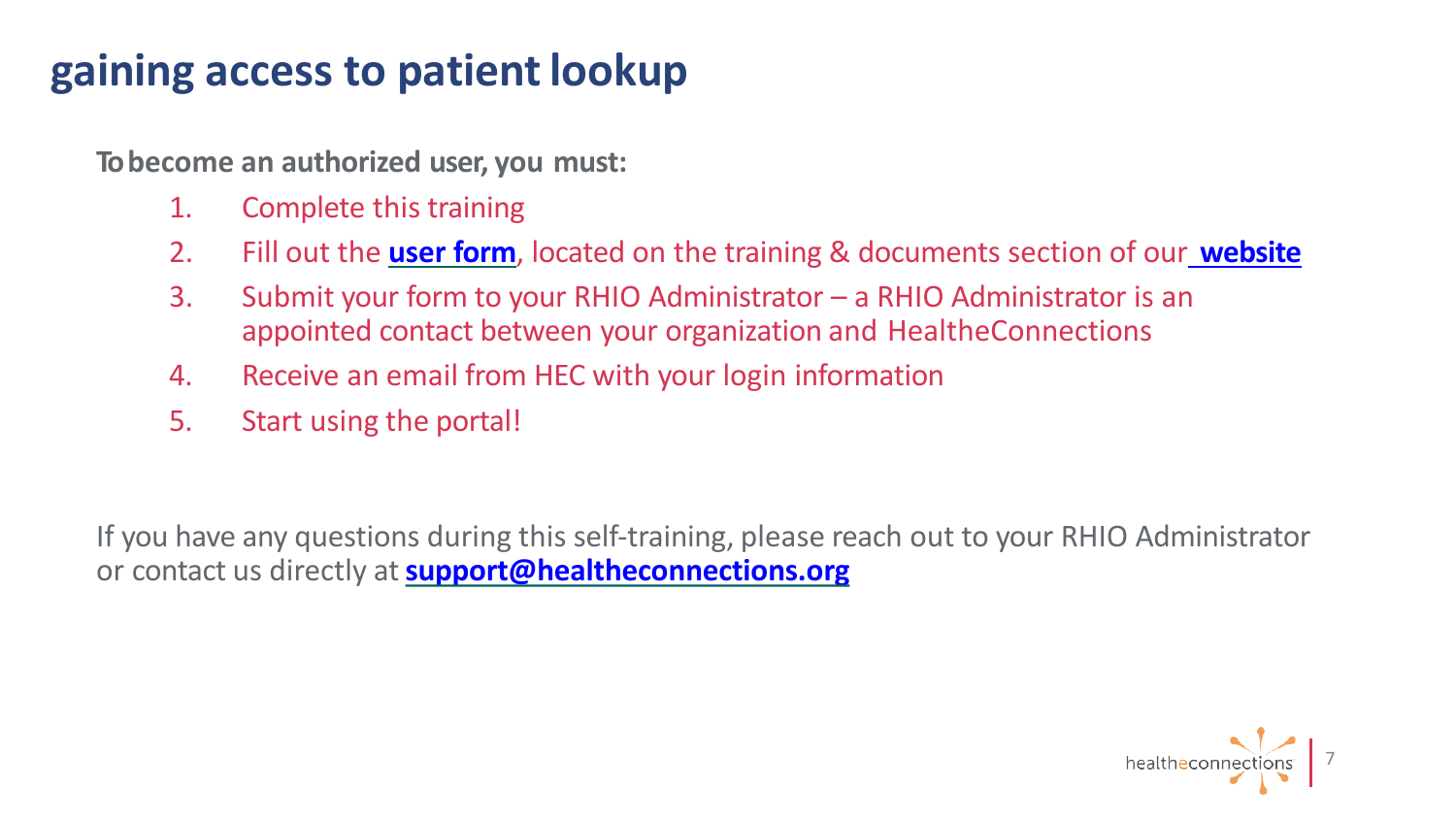# gaining access to patient lookup

**To become an authorized user, you must:**

1. Complete this training
2. Fill out the **user form**, located on the training & documents section of our **website**
3. Submit your form to your RHIO Administrator – a RHIO Administrator is an appointed contact between your organization and HealtheConnections
4. Receive an email from HEC with your login information
5. Start using the portal!

If you have any questions during this self-training, please reach out to your RHIO Administrator or contact us directly at **support@healtheconnections.org**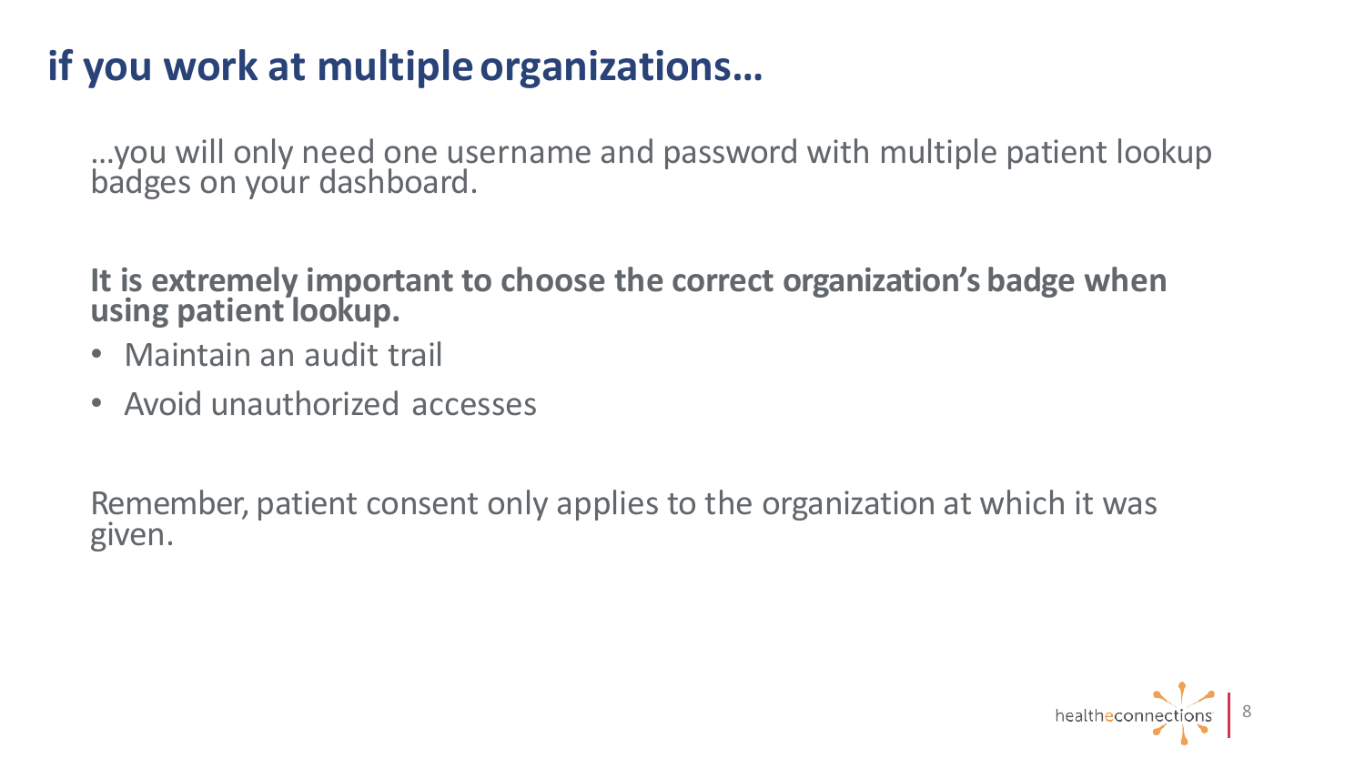# if you work at multiple organizations…

…you will only need one username and password with multiple patient lookup badges on your dashboard.

**It is extremely important to choose the correct organization's badge when using patient lookup.**

- Maintain an audit trail
- Avoid unauthorized accesses

Remember, patient consent only applies to the organization at which it was given.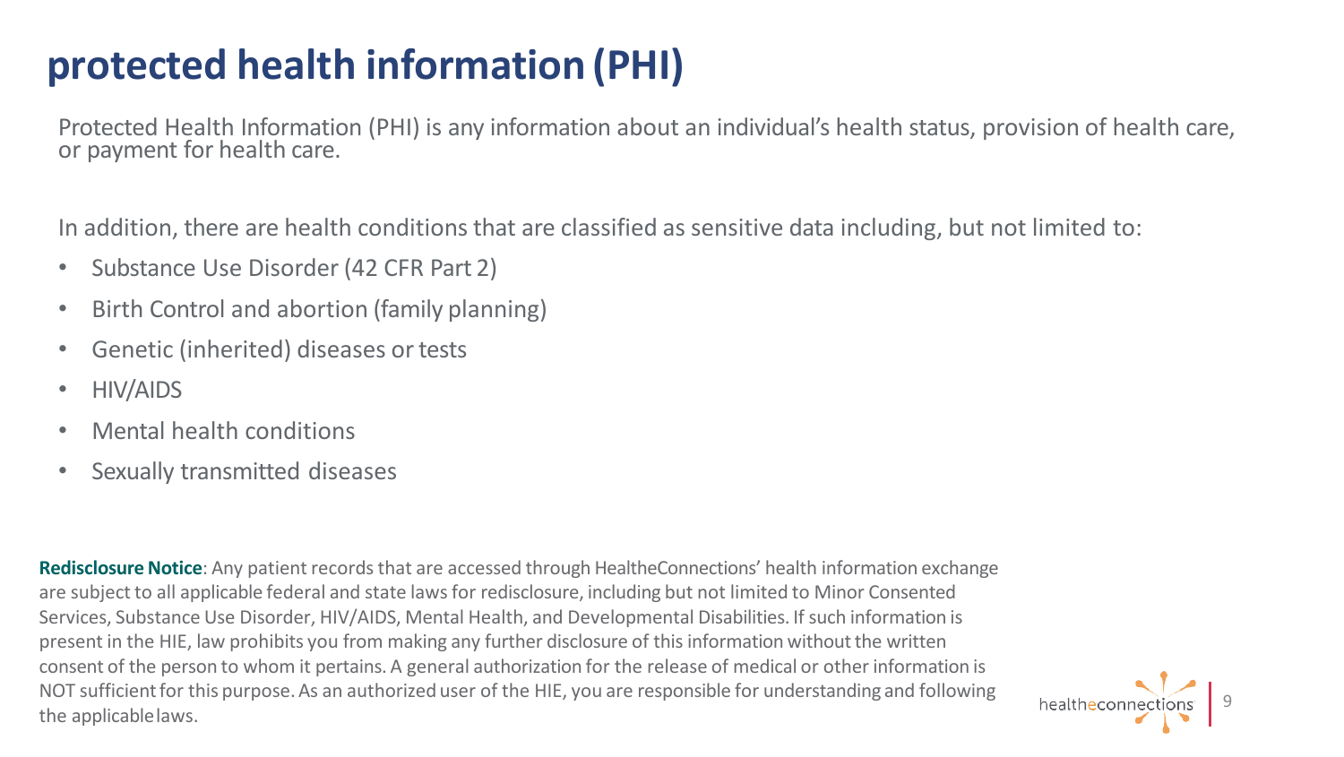# protected health information (PHI)

Protected Health Information (PHI) is any information about an individual's health status, provision of health care, or payment for health care.

In addition, there are health conditions that are classified as sensitive data including, but not limited to:

- Substance Use Disorder (42 CFR Part 2)
- Birth Control and abortion (family planning)
- Genetic (inherited) diseases or tests
- HIV/AIDS
- Mental health conditions
- Sexually transmitted diseases

**Redisclosure Notice**: Any patient records that are accessed through HealtheConnections' health information exchange are subject to all applicable federal and state laws for redisclosure, including but not limited to Minor Consented Services, Substance Use Disorder, HIV/AIDS, Mental Health, and Developmental Disabilities. If such information is present in the HIE, law prohibits you from making any further disclosure of this information without the written consent of the person to whom it pertains. A general authorization for the release of medical or other information is NOT sufficient for this purpose. As an authorized user of the HIE, you are responsible for understanding and following the applicable laws.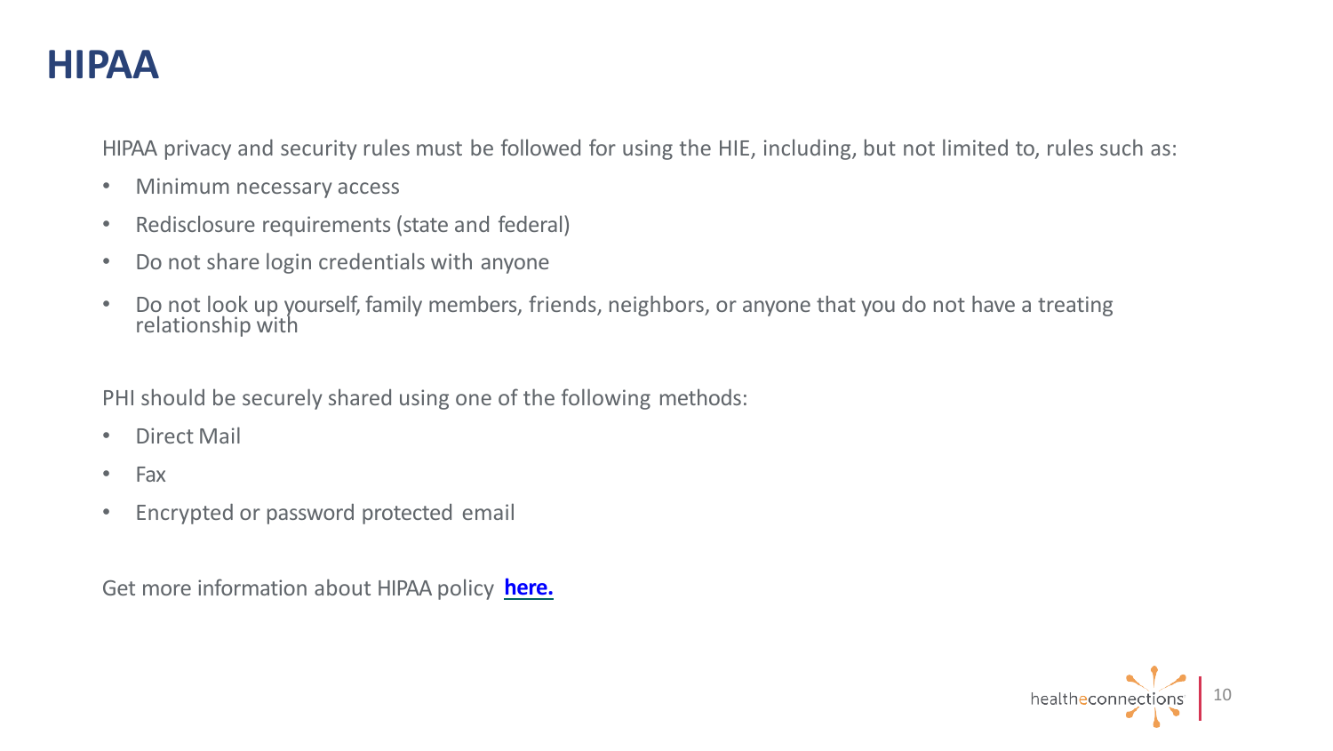# HIPAA

HIPAA privacy and security rules must be followed for using the HIE, including, but not limited to, rules such as:

- Minimum necessary access
- Redisclosure requirements (state and federal)
- Do not share login credentials with anyone
- Do not look up yourself, family members, friends, neighbors, or anyone that you do not have a treating relationship with

PHI should be securely shared using one of the following methods:

- Direct Mail
- Fax
- Encrypted or password protected email

Get more information about HIPAA policy **here.**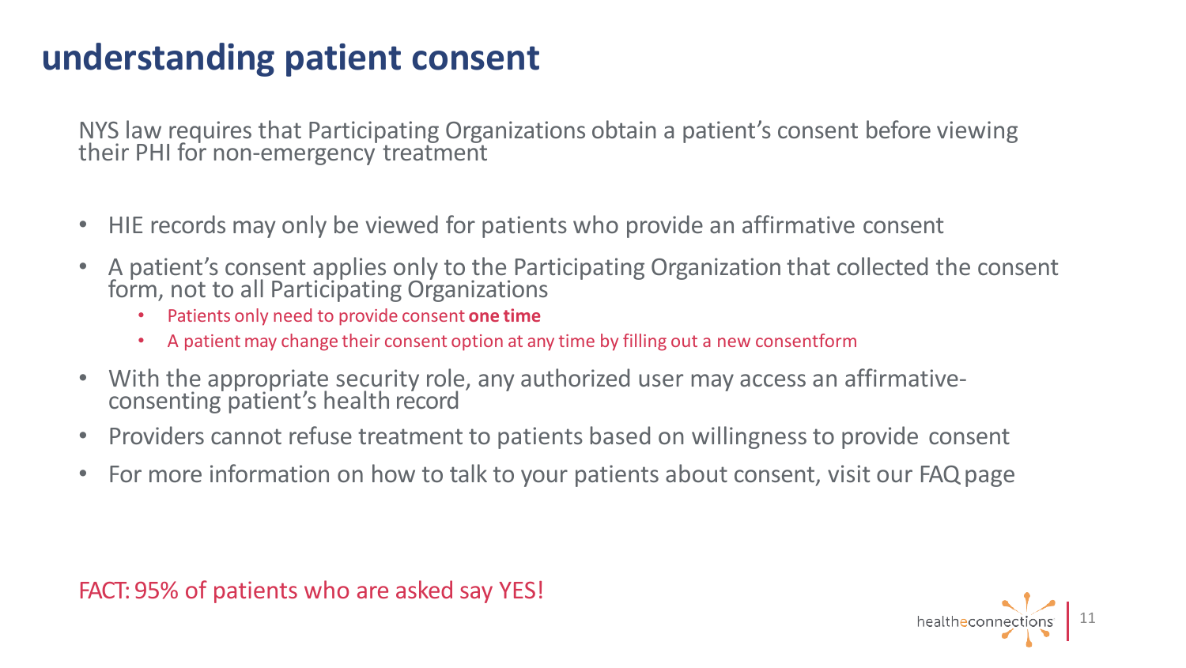# understanding patient consent

NYS law requires that Participating Organizations obtain a patient's consent before viewing their PHI for non-emergency treatment

- HIE records may only be viewed for patients who provide an affirmative consent
- A patient's consent applies only to the Participating Organization that collected the consent form, not to all Participating Organizations
  - Patients only need to provide consent **one time**
  - A patient may change their consent option at any time by filling out a new consentform
- With the appropriate security role, any authorized user may access an affirmative-consenting patient's health record
- Providers cannot refuse treatment to patients based on willingness to provide consent
- For more information on how to talk to your patients about consent, visit our FAQ page

FACT: 95% of patients who are asked say YES!

healtheconnections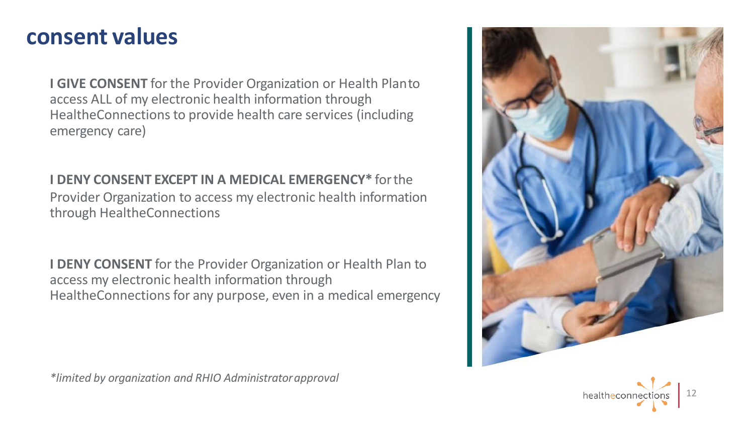# consent values

**I GIVE CONSENT** for the Provider Organization or Health Plan to access ALL of my electronic health information through HealtheConnections to provide health care services (including emergency care)

**I DENY CONSENT EXCEPT IN A MEDICAL EMERGENCY*** for the Provider Organization to access my electronic health information through HealtheConnections

**I DENY CONSENT** for the Provider Organization or Health Plan to access my electronic health information through HealtheConnections for any purpose, even in a medical emergency

*\*limited by organization and RHIO Administrator approval*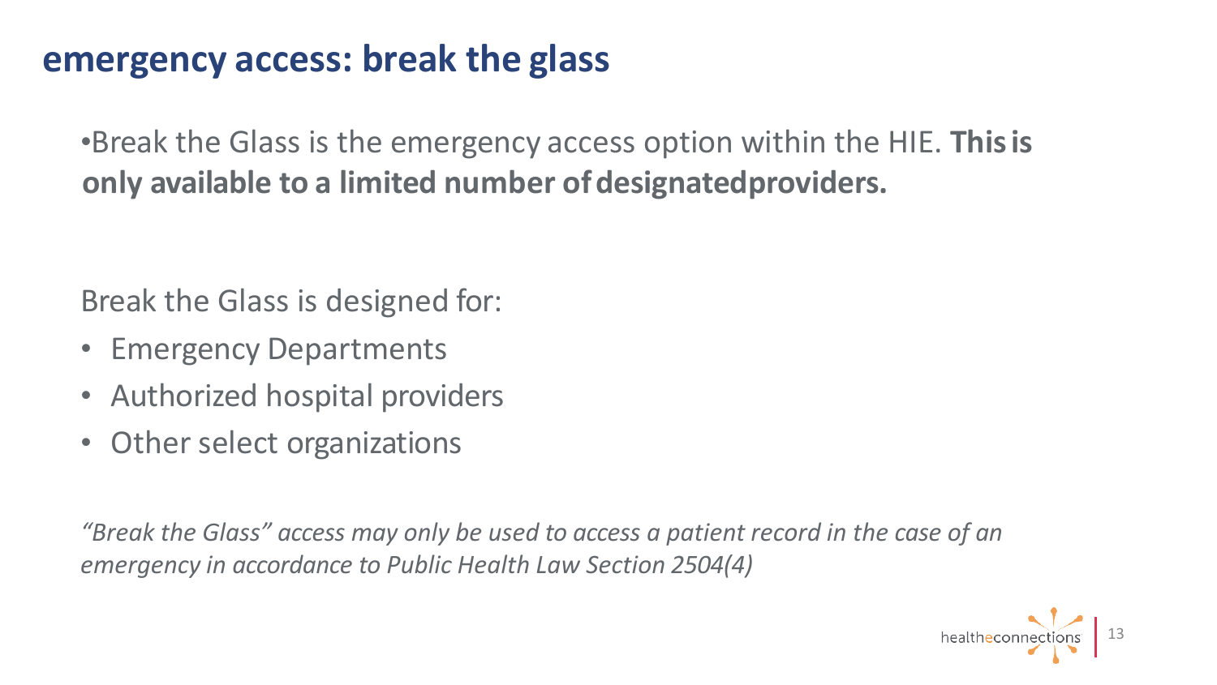## emergency access: break the glass

- Break the Glass is the emergency access option within the HIE. **This is only available to a limited number of designated providers.**

Break the Glass is designed for:

- Emergency Departments
- Authorized hospital providers
- Other select organizations

*"Break the Glass" access may only be used to access a patient record in the case of an emergency in accordance to Public Health Law Section 2504(4)*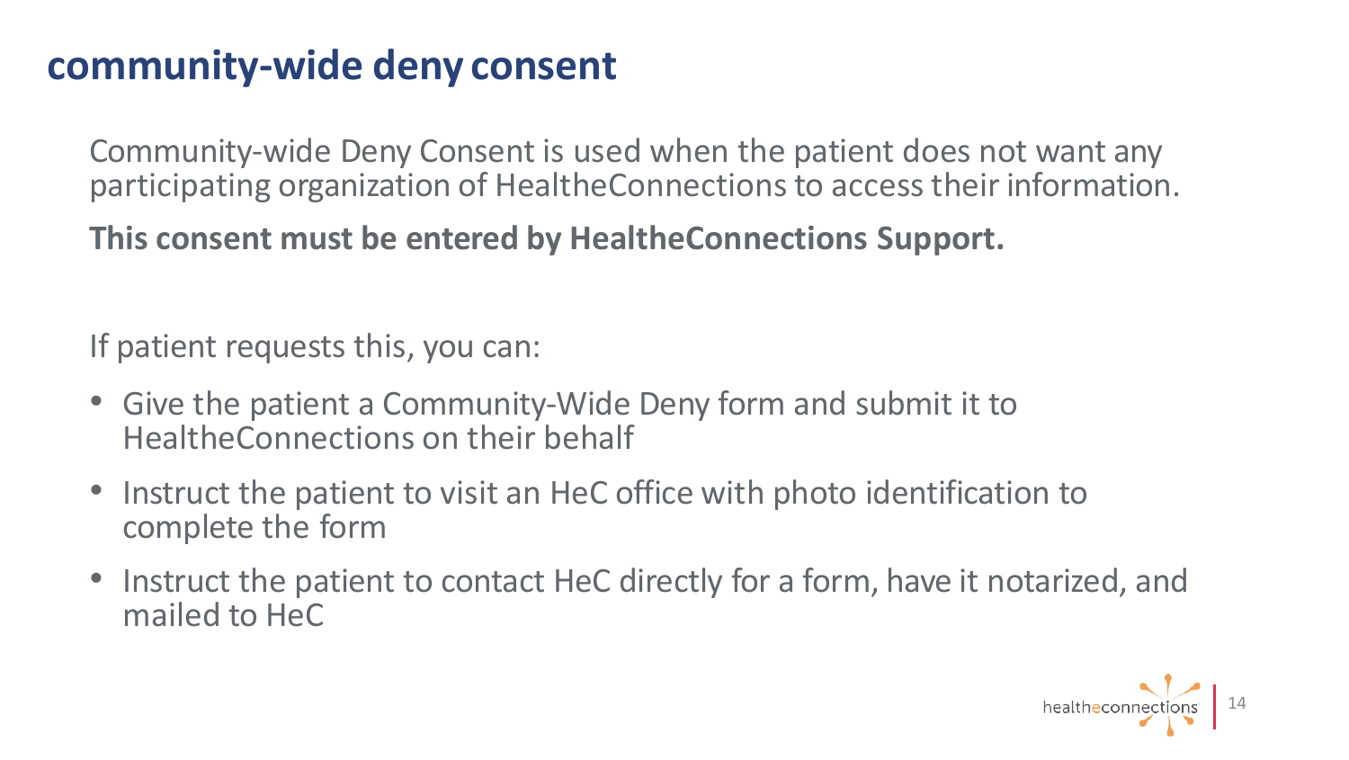# community-wide deny consent

Community-wide Deny Consent is used when the patient does not want any participating organization of HealtheConnections to access their information.

**This consent must be entered by HealtheConnections Support.**

If patient requests this, you can:

- Give the patient a Community-Wide Deny form and submit it to HealtheConnections on their behalf
- Instruct the patient to visit an HeC office with photo identification to complete the form
- Instruct the patient to contact HeC directly for a form, have it notarized, and mailed to HeC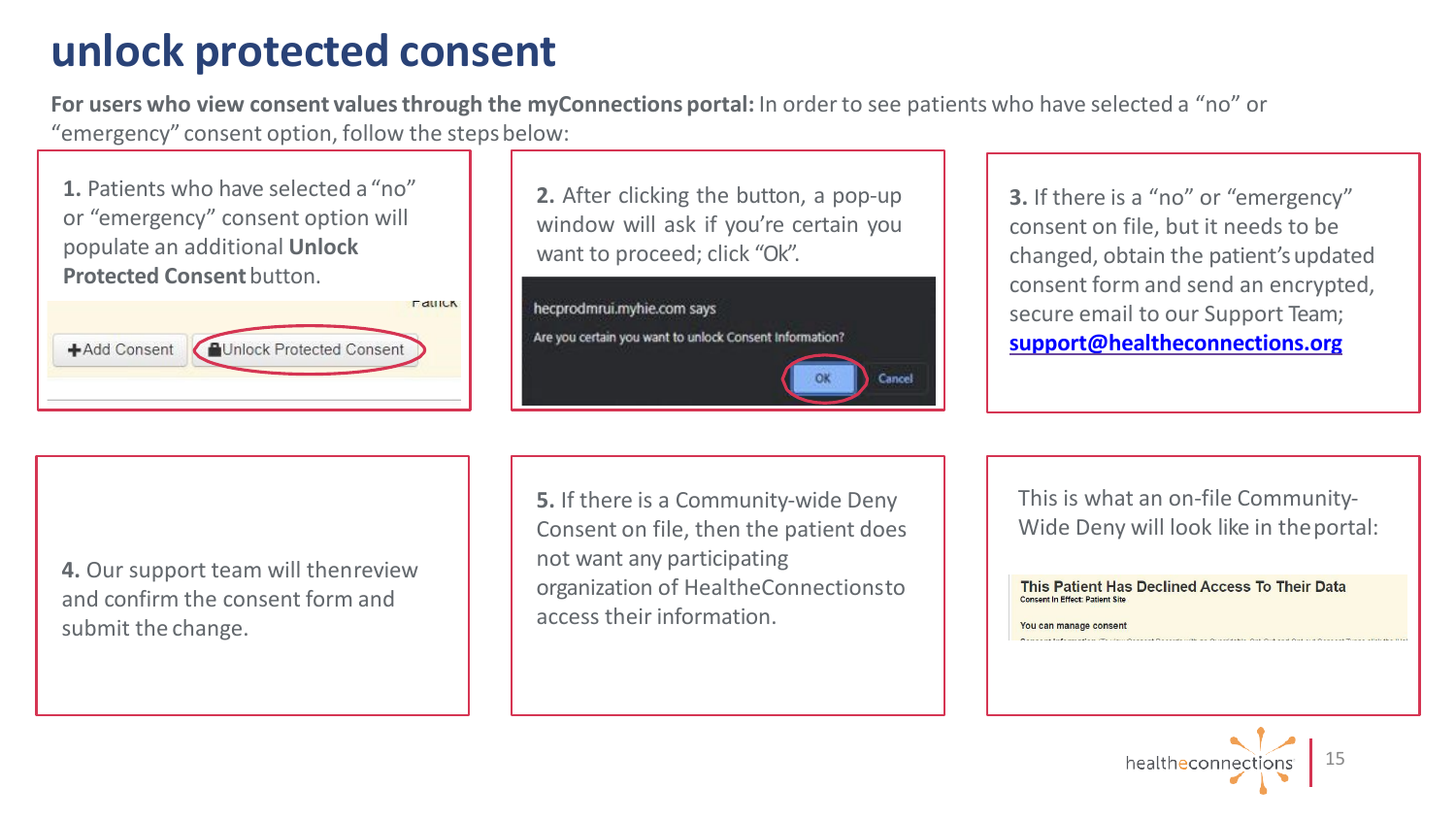# unlock protected consent

**For users who view consent values through the myConnections portal:** In order to see patients who have selected a "no" or "emergency" consent option, follow the steps below:

**1.** Patients who have selected a "no" or "emergency" consent option will populate an additional **Unlock Protected Consent** button.

**2.** After clicking the button, a pop-up window will ask if you're certain you want to proceed; click "Ok".

**3.** If there is a "no" or "emergency" consent on file, but it needs to be changed, obtain the patient's updated consent form and send an encrypted, secure email to our Support Team; **support@healtheconnections.org**

**4.** Our support team will then review and confirm the consent form and submit the change.

**5.** If there is a Community-wide Deny Consent on file, then the patient does not want any participating organization of HealtheConnections to access their information.

This is what an on-file Community-Wide Deny will look like in the portal: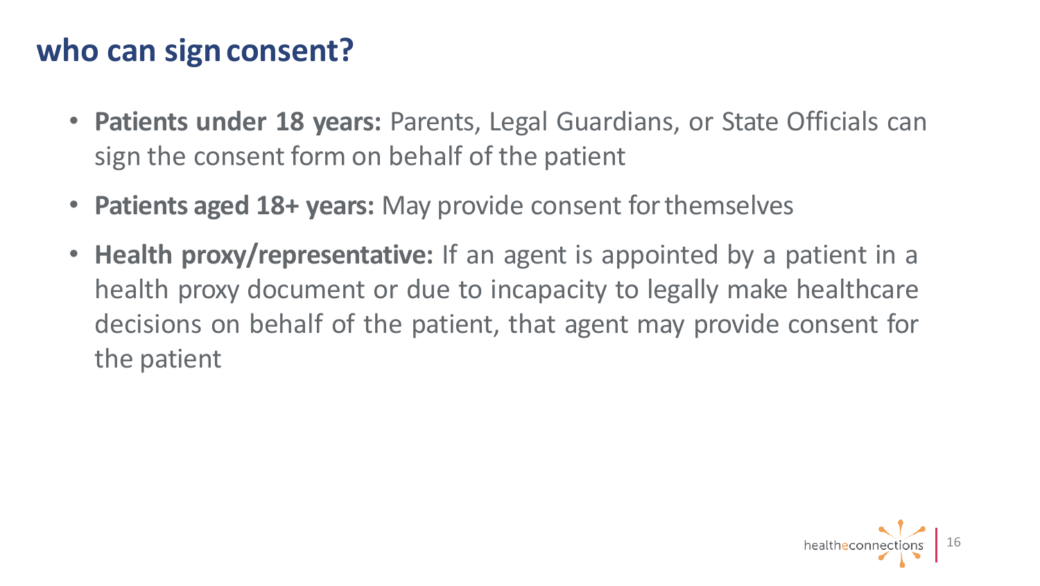## who can sign consent?

- **Patients under 18 years:** Parents, Legal Guardians, or State Officials can sign the consent form on behalf of the patient
- **Patients aged 18+ years:** May provide consent for themselves
- **Health proxy/representative:** If an agent is appointed by a patient in a health proxy document or due to incapacity to legally make healthcare decisions on behalf of the patient, that agent may provide consent for the patient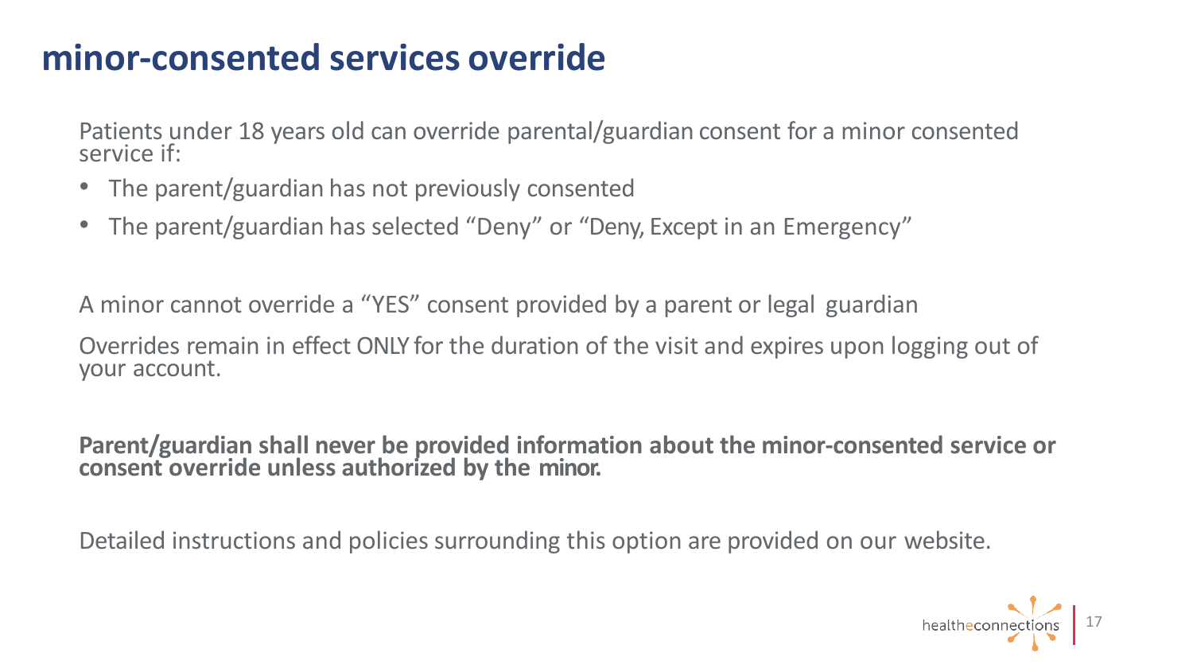# minor-consented services override

Patients under 18 years old can override parental/guardian consent for a minor consented service if:

- The parent/guardian has not previously consented
- The parent/guardian has selected "Deny" or "Deny, Except in an Emergency"

A minor cannot override a "YES" consent provided by a parent or legal guardian

Overrides remain in effect ONLY for the duration of the visit and expires upon logging out of your account.

**Parent/guardian shall never be provided information about the minor-consented service or consent override unless authorized by the minor.**

Detailed instructions and policies surrounding this option are provided on our website.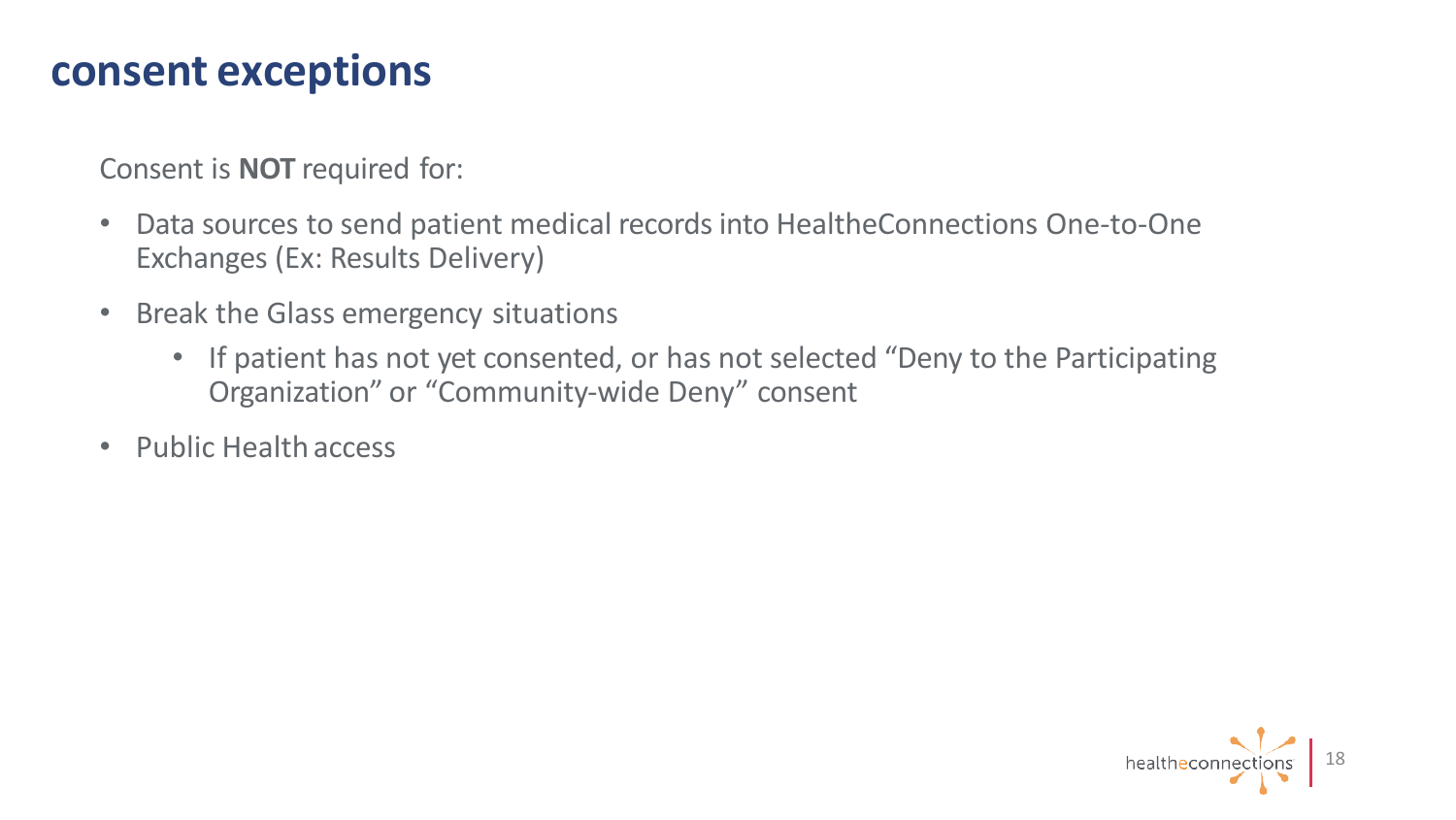# consent exceptions

Consent is **NOT** required for:

- Data sources to send patient medical records into HealtheConnections One-to-One Exchanges (Ex: Results Delivery)
- Break the Glass emergency situations
  - If patient has not yet consented, or has not selected "Deny to the Participating Organization" or "Community-wide Deny" consent
- Public Health access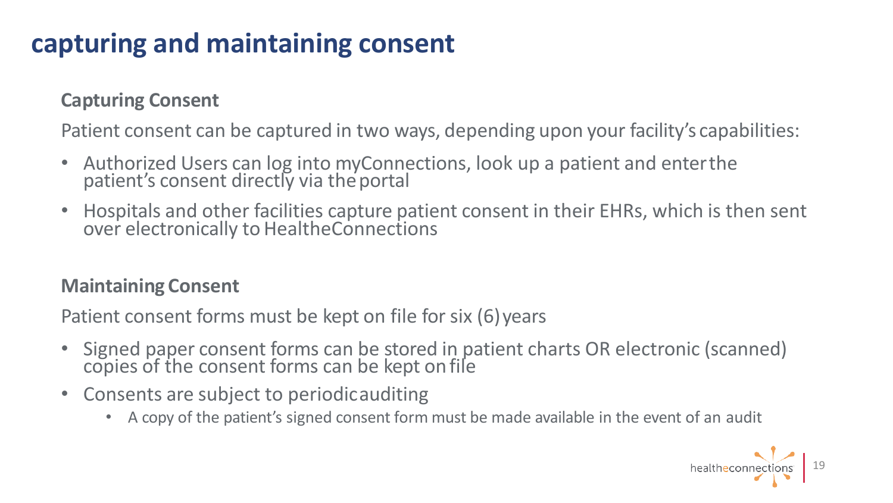# capturing and maintaining consent

### Capturing Consent

Patient consent can be captured in two ways, depending upon your facility's capabilities:

- Authorized Users can log into myConnections, look up a patient and enter the patient's consent directly via the portal
- Hospitals and other facilities capture patient consent in their EHRs, which is then sent over electronically to HealtheConnections

### Maintaining Consent

Patient consent forms must be kept on file for six (6) years

- Signed paper consent forms can be stored in patient charts OR electronic (scanned) copies of the consent forms can be kept on file
- Consents are subject to periodic auditing
  - A copy of the patient's signed consent form must be made available in the event of an audit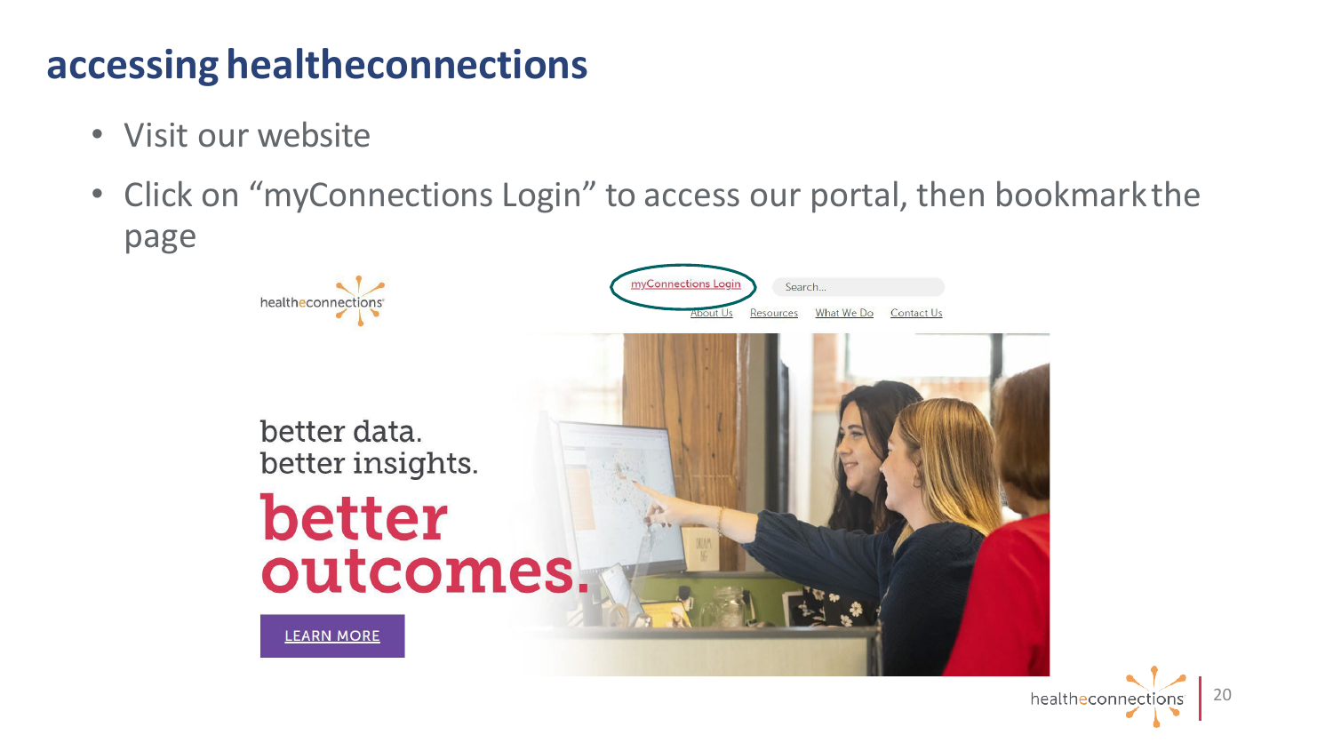# accessing healtheconnections

- Visit our website
- Click on “myConnections Login” to access our portal, then bookmark the page

healtheconnections

myConnections Login

Search...

About Us Resources What We Do Contact Us

better data.
better insights.
better outcomes.

LEARN MORE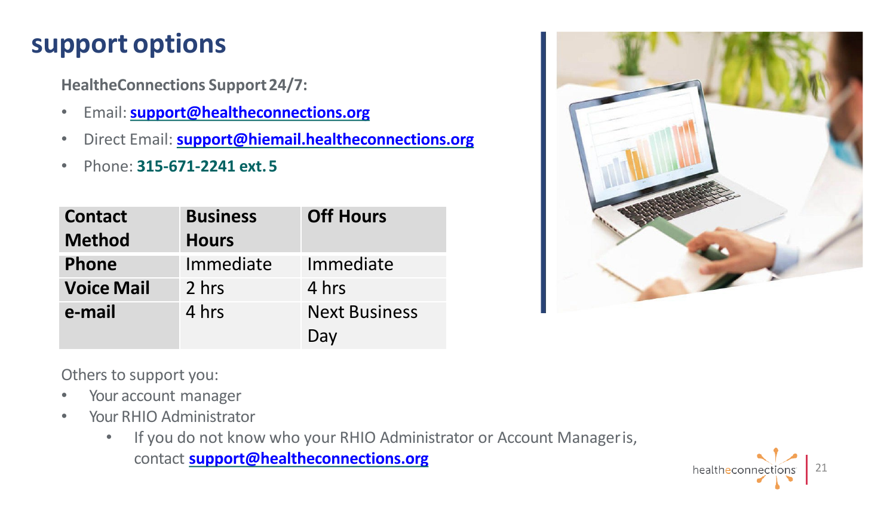# support options

**HealtheConnections Support 24/7:**

- Email: **support@healtheconnections.org**
- Direct Email: **support@hiemail.healtheconnections.org**
- Phone: **315-671-2241 ext. 5**

| Contact Method | Business Hours | Off Hours |
|---|---|---|
| **Phone** | Immediate | Immediate |
| **Voice Mail** | 2 hrs | 4 hrs |
| **e-mail** | 4 hrs | Next Business Day |

Others to support you:

- Your account manager
- Your RHIO Administrator
  - If you do not know who your RHIO Administrator or Account Manager is, contact **support@healtheconnections.org**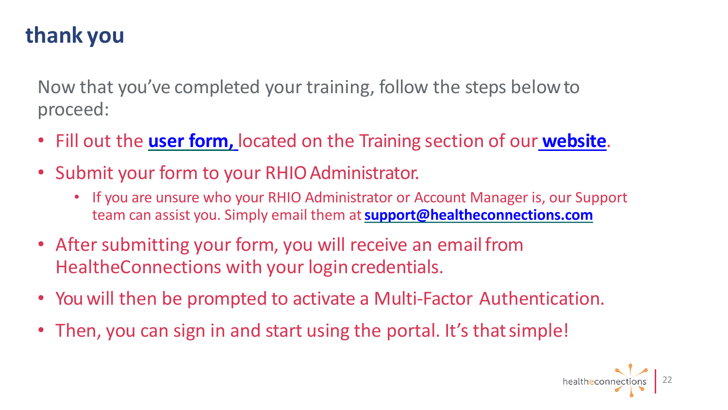# thank you

Now that you've completed your training, follow the steps below to proceed:

- Fill out the **user form,** located on the Training section of our **website**.
- Submit your form to your RHIO Administrator.
  - If you are unsure who your RHIO Administrator or Account Manager is, our Support team can assist you. Simply email them at **support@healtheconnections.com**
- After submitting your form, you will receive an email from HealtheConnections with your login credentials.
- You will then be prompted to activate a Multi-Factor Authentication.
- Then, you can sign in and start using the portal. It's that simple!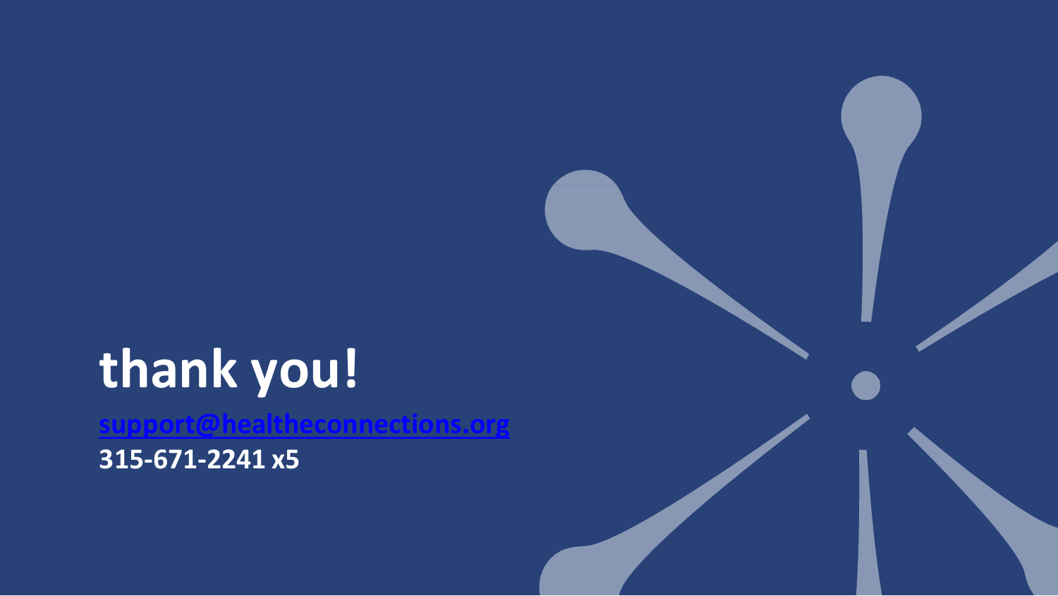# thank you!

[support@healtheconnections.org](mailto:support@healtheconnections.org)

**315-671-2241 x5**